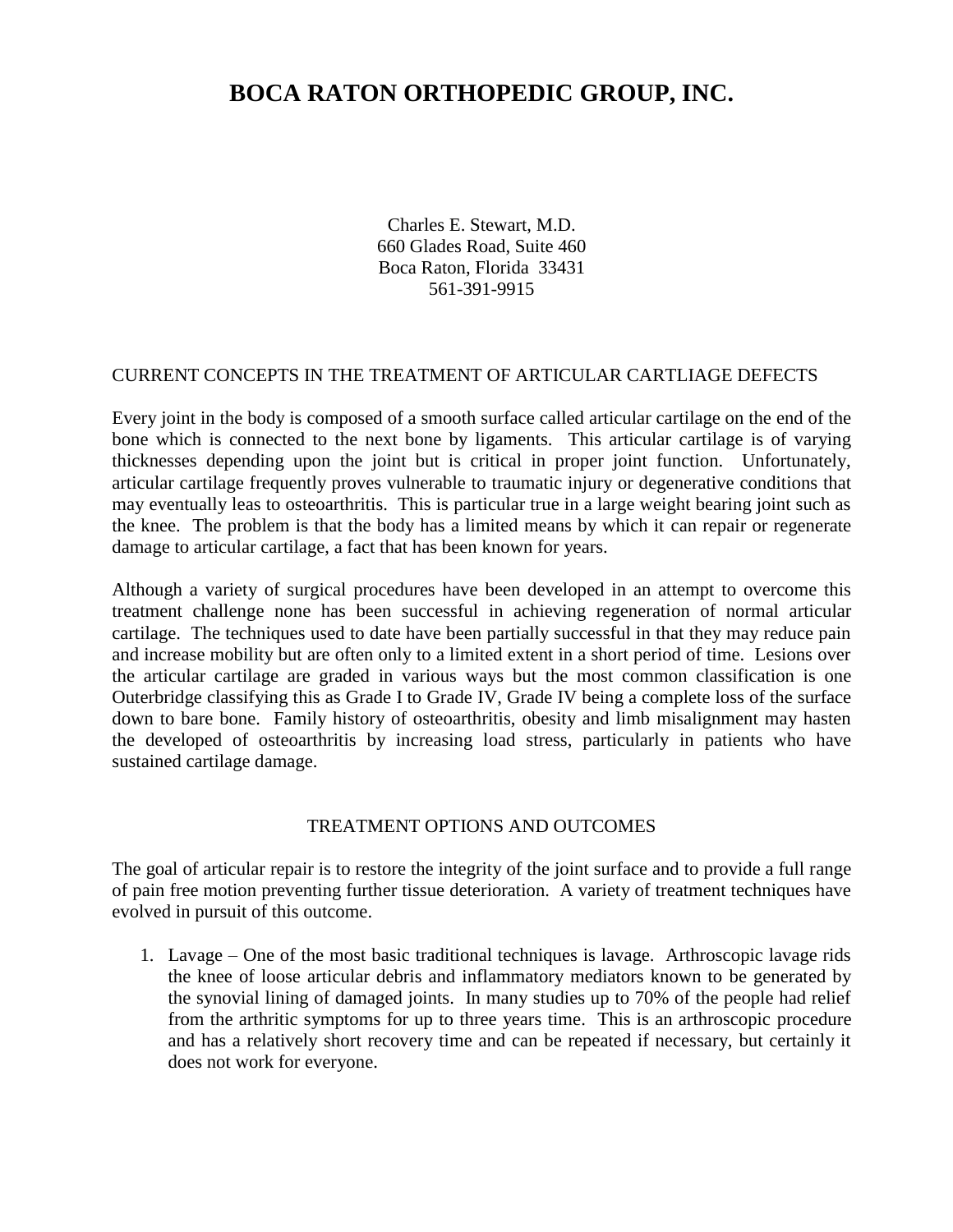# BOCA RATON ORTHOPEDIC GROUP, INC.

Charles E. Stewart, M.D.
660 Glades Road, Suite 460
Boca Raton, Florida 33431
561-391-9915

CURRENT CONCEPTS IN THE TREATMENT OF ARTICULAR CARTLIAGE DEFECTS

Every joint in the body is composed of a smooth surface called articular cartilage on the end of the bone which is connected to the next bone by ligaments. This articular cartilage is of varying thicknesses depending upon the joint but is critical in proper joint function. Unfortunately, articular cartilage frequently proves vulnerable to traumatic injury or degenerative conditions that may eventually leas to osteoarthritis. This is particular true in a large weight bearing joint such as the knee. The problem is that the body has a limited means by which it can repair or regenerate damage to articular cartilage, a fact that has been known for years.

Although a variety of surgical procedures have been developed in an attempt to overcome this treatment challenge none has been successful in achieving regeneration of normal articular cartilage. The techniques used to date have been partially successful in that they may reduce pain and increase mobility but are often only to a limited extent in a short period of time. Lesions over the articular cartilage are graded in various ways but the most common classification is one Outerbridge classifying this as Grade I to Grade IV, Grade IV being a complete loss of the surface down to bare bone. Family history of osteoarthritis, obesity and limb misalignment may hasten the developed of osteoarthritis by increasing load stress, particularly in patients who have sustained cartilage damage.

TREATMENT OPTIONS AND OUTCOMES

The goal of articular repair is to restore the integrity of the joint surface and to provide a full range of pain free motion preventing further tissue deterioration. A variety of treatment techniques have evolved in pursuit of this outcome.

1. Lavage – One of the most basic traditional techniques is lavage. Arthroscopic lavage rids the knee of loose articular debris and inflammatory mediators known to be generated by the synovial lining of damaged joints. In many studies up to 70% of the people had relief from the arthritic symptoms for up to three years time. This is an arthroscopic procedure and has a relatively short recovery time and can be repeated if necessary, but certainly it does not work for everyone.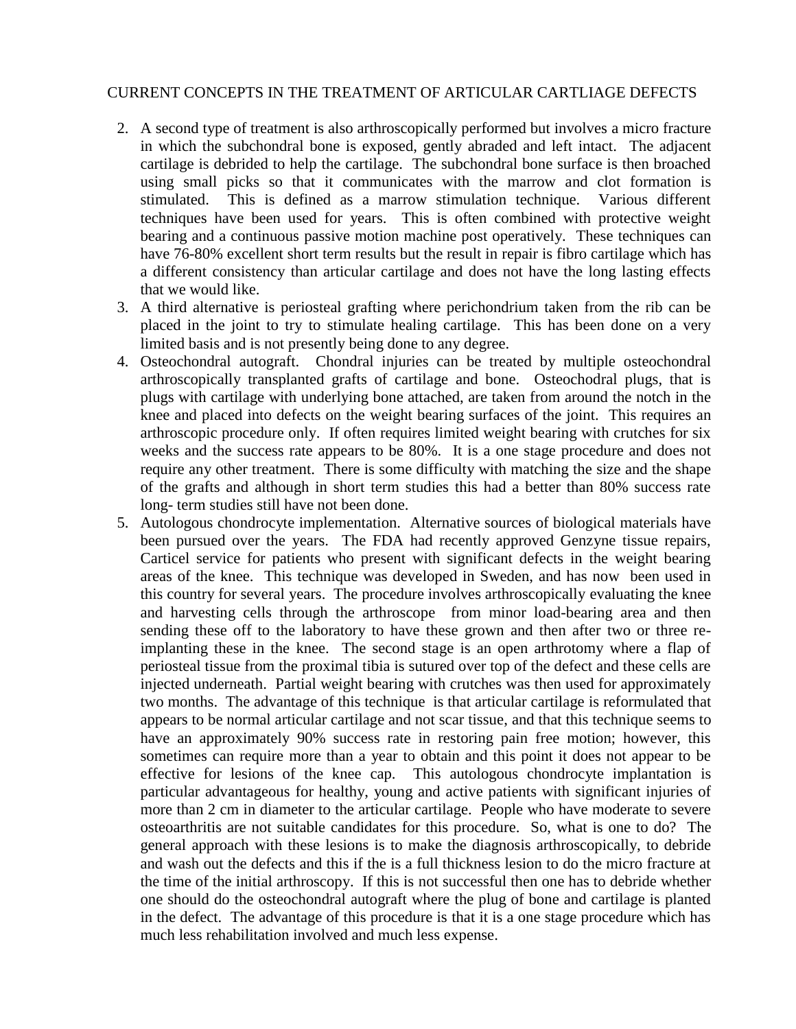CURRENT CONCEPTS IN THE TREATMENT OF ARTICULAR CARTLIAGE DEFECTS

2. A second type of treatment is also arthroscopically performed but involves a micro fracture in which the subchondral bone is exposed, gently abraded and left intact. The adjacent cartilage is debrided to help the cartilage. The subchondral bone surface is then broached using small picks so that it communicates with the marrow and clot formation is stimulated. This is defined as a marrow stimulation technique. Various different techniques have been used for years. This is often combined with protective weight bearing and a continuous passive motion machine post operatively. These techniques can have 76-80% excellent short term results but the result in repair is fibro cartilage which has a different consistency than articular cartilage and does not have the long lasting effects that we would like.
3. A third alternative is periosteal grafting where perichondrium taken from the rib can be placed in the joint to try to stimulate healing cartilage. This has been done on a very limited basis and is not presently being done to any degree.
4. Osteochondral autograft. Chondral injuries can be treated by multiple osteochondral arthroscopically transplanted grafts of cartilage and bone. Osteochodral plugs, that is plugs with cartilage with underlying bone attached, are taken from around the notch in the knee and placed into defects on the weight bearing surfaces of the joint. This requires an arthroscopic procedure only. If often requires limited weight bearing with crutches for six weeks and the success rate appears to be 80%. It is a one stage procedure and does not require any other treatment. There is some difficulty with matching the size and the shape of the grafts and although in short term studies this had a better than 80% success rate long- term studies still have not been done.
5. Autologous chondrocyte implementation. Alternative sources of biological materials have been pursued over the years. The FDA had recently approved Genzyne tissue repairs, Carticel service for patients who present with significant defects in the weight bearing areas of the knee. This technique was developed in Sweden, and has now been used in this country for several years. The procedure involves arthroscopically evaluating the knee and harvesting cells through the arthroscope from minor load-bearing area and then sending these off to the laboratory to have these grown and then after two or three re-implanting these in the knee. The second stage is an open arthrotomy where a flap of periosteal tissue from the proximal tibia is sutured over top of the defect and these cells are injected underneath. Partial weight bearing with crutches was then used for approximately two months. The advantage of this technique is that articular cartilage is reformulated that appears to be normal articular cartilage and not scar tissue, and that this technique seems to have an approximately 90% success rate in restoring pain free motion; however, this sometimes can require more than a year to obtain and this point it does not appear to be effective for lesions of the knee cap. This autologous chondrocyte implantation is particular advantageous for healthy, young and active patients with significant injuries of more than 2 cm in diameter to the articular cartilage. People who have moderate to severe osteoarthritis are not suitable candidates for this procedure. So, what is one to do? The general approach with these lesions is to make the diagnosis arthroscopically, to debride and wash out the defects and this if the is a full thickness lesion to do the micro fracture at the time of the initial arthroscopy. If this is not successful then one has to debride whether one should do the osteochondral autograft where the plug of bone and cartilage is planted in the defect. The advantage of this procedure is that it is a one stage procedure which has much less rehabilitation involved and much less expense.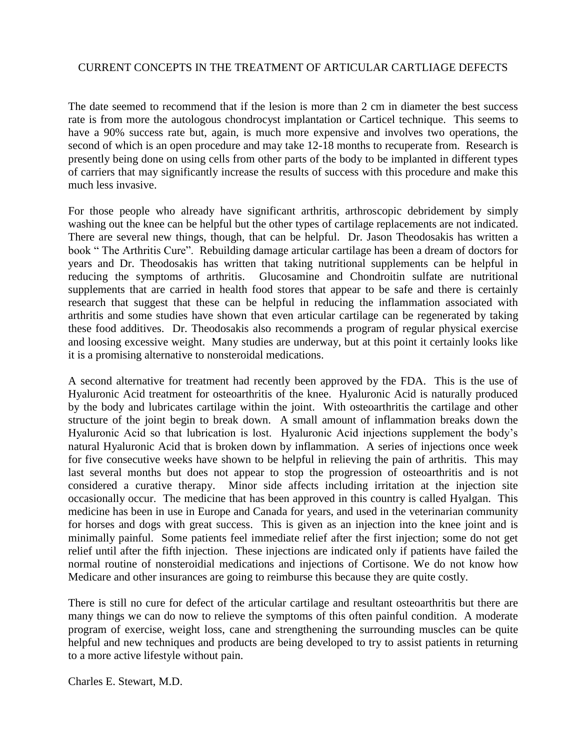# CURRENT CONCEPTS IN THE TREATMENT OF ARTICULAR CARTLIAGE DEFECTS

The date seemed to recommend that if the lesion is more than 2 cm in diameter the best success rate is from more the autologous chondrocyst implantation or Carticel technique. This seems to have a 90% success rate but, again, is much more expensive and involves two operations, the second of which is an open procedure and may take 12-18 months to recuperate from. Research is presently being done on using cells from other parts of the body to be implanted in different types of carriers that may significantly increase the results of success with this procedure and make this much less invasive.

For those people who already have significant arthritis, arthroscopic debridement by simply washing out the knee can be helpful but the other types of cartilage replacements are not indicated. There are several new things, though, that can be helpful. Dr. Jason Theodosakis has written a book " The Arthritis Cure". Rebuilding damage articular cartilage has been a dream of doctors for years and Dr. Theodosakis has written that taking nutritional supplements can be helpful in reducing the symptoms of arthritis. Glucosamine and Chondroitin sulfate are nutritional supplements that are carried in health food stores that appear to be safe and there is certainly research that suggest that these can be helpful in reducing the inflammation associated with arthritis and some studies have shown that even articular cartilage can be regenerated by taking these food additives. Dr. Theodosakis also recommends a program of regular physical exercise and loosing excessive weight. Many studies are underway, but at this point it certainly looks like it is a promising alternative to nonsteroidal medications.

A second alternative for treatment had recently been approved by the FDA. This is the use of Hyaluronic Acid treatment for osteoarthritis of the knee. Hyaluronic Acid is naturally produced by the body and lubricates cartilage within the joint. With osteoarthritis the cartilage and other structure of the joint begin to break down. A small amount of inflammation breaks down the Hyaluronic Acid so that lubrication is lost. Hyaluronic Acid injections supplement the body's natural Hyaluronic Acid that is broken down by inflammation. A series of injections once week for five consecutive weeks have shown to be helpful in relieving the pain of arthritis. This may last several months but does not appear to stop the progression of osteoarthritis and is not considered a curative therapy. Minor side affects including irritation at the injection site occasionally occur. The medicine that has been approved in this country is called Hyalgan. This medicine has been in use in Europe and Canada for years, and used in the veterinarian community for horses and dogs with great success. This is given as an injection into the knee joint and is minimally painful. Some patients feel immediate relief after the first injection; some do not get relief until after the fifth injection. These injections are indicated only if patients have failed the normal routine of nonsteroidial medications and injections of Cortisone. We do not know how Medicare and other insurances are going to reimburse this because they are quite costly.

There is still no cure for defect of the articular cartilage and resultant osteoarthritis but there are many things we can do now to relieve the symptoms of this often painful condition. A moderate program of exercise, weight loss, cane and strengthening the surrounding muscles can be quite helpful and new techniques and products are being developed to try to assist patients in returning to a more active lifestyle without pain.

Charles E. Stewart, M.D.